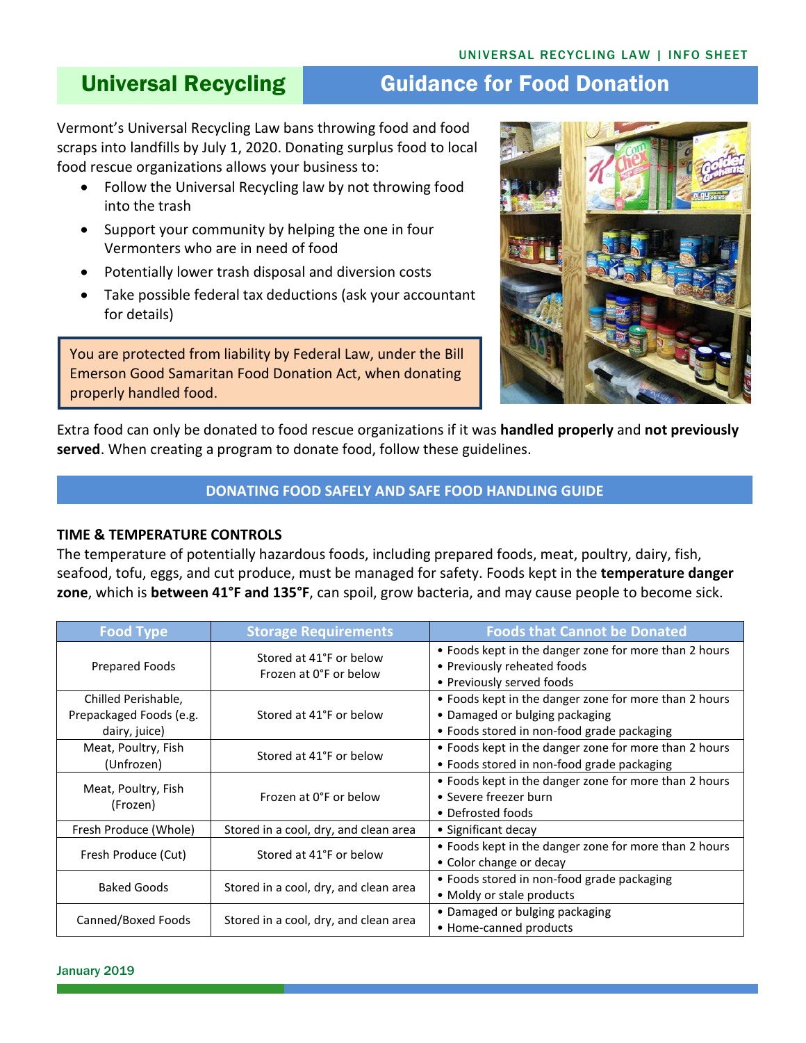# Universal Recycling — Guidance for Food Donation

Vermont's Universal Recycling Law bans throwing food and food scraps into landfills by July 1, 2020. Donating surplus food to local food rescue organizations allows your business to:

- Follow the Universal Recycling law by not throwing food into the trash
- Support your community by helping the one in four Vermonters who are in need of food
- Potentially lower trash disposal and diversion costs
- Take possible federal tax deductions (ask your accountant for details)

> You are protected from liability by Federal Law, under the Bill Emerson Good Samaritan Food Donation Act, when donating properly handled food.

Extra food can only be donated to food rescue organizations if it was **handled properly** and **not previously served**. When creating a program to donate food, follow these guidelines.

## DONATING FOOD SAFELY AND SAFE FOOD HANDLING GUIDE

### TIME & TEMPERATURE CONTROLS

The temperature of potentially hazardous foods, including prepared foods, meat, poultry, dairy, fish, seafood, tofu, eggs, and cut produce, must be managed for safety. Foods kept in the **temperature danger zone**, which is **between 41°F and 135°F**, can spoil, grow bacteria, and may cause people to become sick.

| Food Type | Storage Requirements | Foods that Cannot be Donated |
|---|---|---|
| Prepared Foods | Stored at 41°F or below<br>Frozen at 0°F or below | • Foods kept in the danger zone for more than 2 hours<br>• Previously reheated foods<br>• Previously served foods |
| Chilled Perishable, Prepackaged Foods (e.g. dairy, juice) | Stored at 41°F or below | • Foods kept in the danger zone for more than 2 hours<br>• Damaged or bulging packaging<br>• Foods stored in non-food grade packaging |
| Meat, Poultry, Fish (Unfrozen) | Stored at 41°F or below | • Foods kept in the danger zone for more than 2 hours<br>• Foods stored in non-food grade packaging |
| Meat, Poultry, Fish (Frozen) | Frozen at 0°F or below | • Foods kept in the danger zone for more than 2 hours<br>• Severe freezer burn<br>• Defrosted foods |
| Fresh Produce (Whole) | Stored in a cool, dry, and clean area | • Significant decay |
| Fresh Produce (Cut) | Stored at 41°F or below | • Foods kept in the danger zone for more than 2 hours<br>• Color change or decay |
| Baked Goods | Stored in a cool, dry, and clean area | • Foods stored in non-food grade packaging<br>• Moldy or stale products |
| Canned/Boxed Foods | Stored in a cool, dry, and clean area | • Damaged or bulging packaging<br>• Home-canned products |

January 2019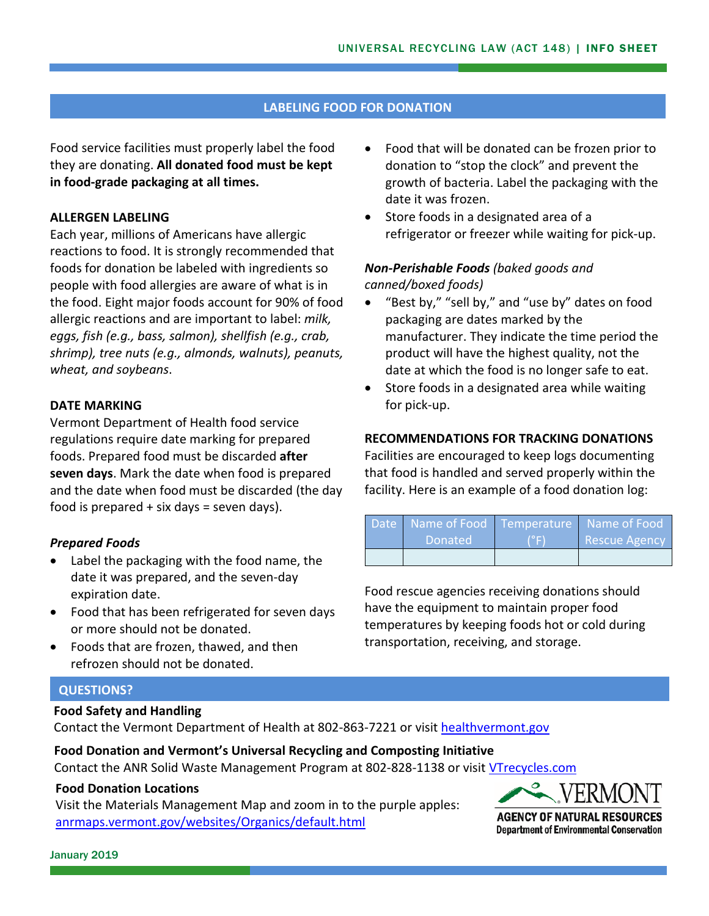## LABELING FOOD FOR DONATION

Food service facilities must properly label the food they are donating. **All donated food must be kept in food-grade packaging at all times.**

**ALLERGEN LABELING**

Each year, millions of Americans have allergic reactions to food. It is strongly recommended that foods for donation be labeled with ingredients so people with food allergies are aware of what is in the food. Eight major foods account for 90% of food allergic reactions and are important to label: *milk, eggs, fish (e.g., bass, salmon), shellfish (e.g., crab, shrimp), tree nuts (e.g., almonds, walnuts), peanuts, wheat, and soybeans*.

**DATE MARKING**

Vermont Department of Health food service regulations require date marking for prepared foods. Prepared food must be discarded **after seven days**. Mark the date when food is prepared and the date when food must be discarded (the day food is prepared + six days = seven days).

***Prepared Foods***

- Label the packaging with the food name, the date it was prepared, and the seven-day expiration date.
- Food that has been refrigerated for seven days or more should not be donated.
- Foods that are frozen, thawed, and then refrozen should not be donated.
- Food that will be donated can be frozen prior to donation to "stop the clock" and prevent the growth of bacteria. Label the packaging with the date it was frozen.
- Store foods in a designated area of a refrigerator or freezer while waiting for pick-up.

***Non-Perishable Foods*** *(baked goods and canned/boxed foods)*

- "Best by," "sell by," and "use by" dates on food packaging are dates marked by the manufacturer. They indicate the time period the product will have the highest quality, not the date at which the food is no longer safe to eat.
- Store foods in a designated area while waiting for pick-up.

**RECOMMENDATIONS FOR TRACKING DONATIONS**

Facilities are encouraged to keep logs documenting that food is handled and served properly within the facility. Here is an example of a food donation log:

| Date | Name of Food Donated | Temperature (°F) | Name of Food Rescue Agency |
|---|---|---|---|
| | | | |

Food rescue agencies receiving donations should have the equipment to maintain proper food temperatures by keeping foods hot or cold during transportation, receiving, and storage.

## QUESTIONS?

**Food Safety and Handling**
Contact the Vermont Department of Health at 802-863-7221 or visit healthvermont.gov

**Food Donation and Vermont's Universal Recycling and Composting Initiative**
Contact the ANR Solid Waste Management Program at 802-828-1138 or visit VTrecycles.com

**Food Donation Locations**
Visit the Materials Management Map and zoom in to the purple apples:
anrmaps.vermont.gov/websites/Organics/default.html

VERMONT
AGENCY OF NATURAL RESOURCES
Department of Environmental Conservation

January 2019